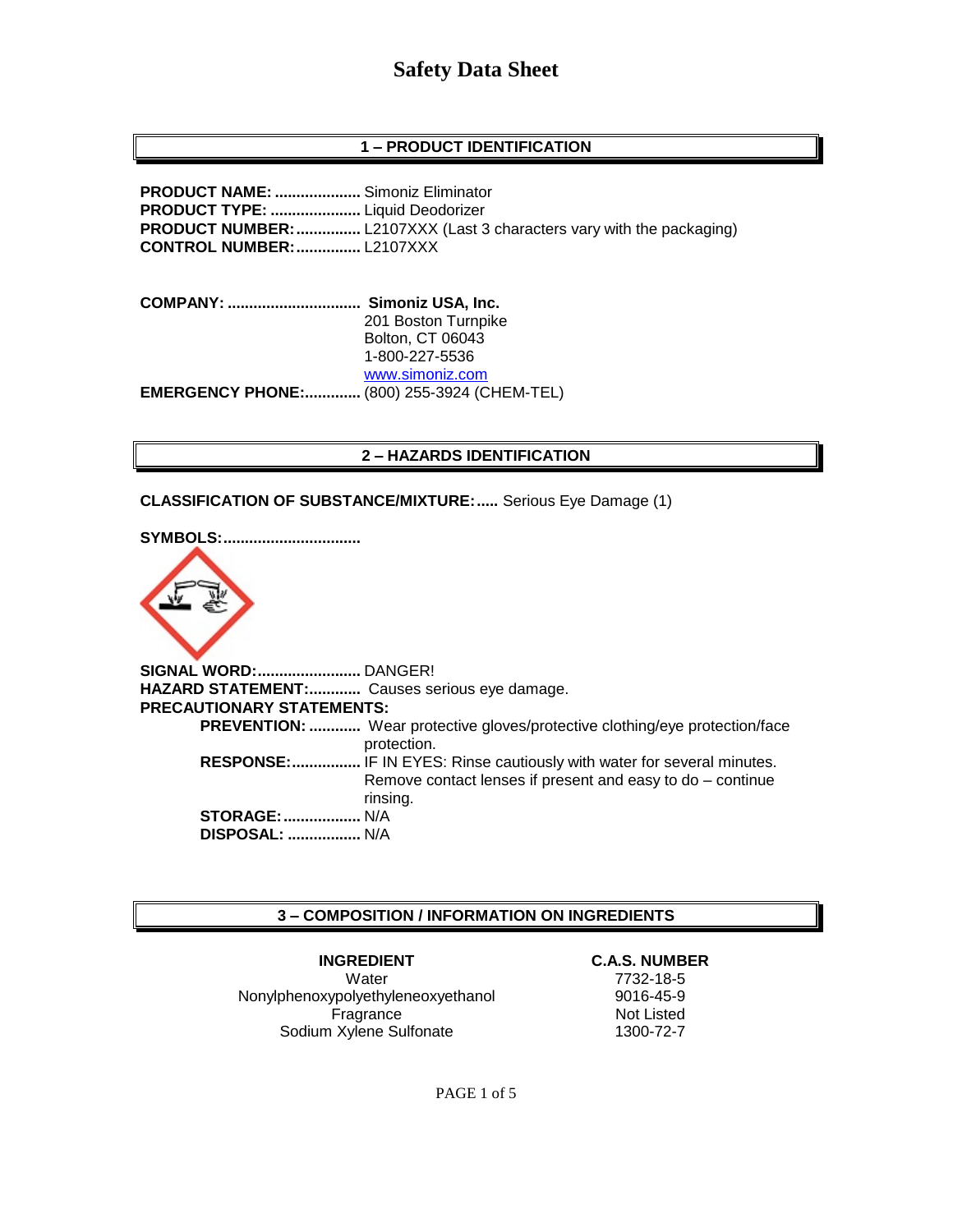# Safety Data Sheet

## 1 – PRODUCT IDENTIFICATION

**PRODUCT NAME:** .................... Simoniz Eliminator
**PRODUCT TYPE:** ..................... Liquid Deodorizer
**PRODUCT NUMBER:** ............... L2107XXX (Last 3 characters vary with the packaging)
**CONTROL NUMBER:** ............... L2107XXX

**COMPANY:** ............................... **Simoniz USA, Inc.**
201 Boston Turnpike
Bolton, CT 06043
1-800-227-5536
www.simoniz.com
**EMERGENCY PHONE:** ............. (800) 255-3924 (CHEM-TEL)

## 2 – HAZARDS IDENTIFICATION

**CLASSIFICATION OF SUBSTANCE/MIXTURE:** ..... Serious Eye Damage (1)

**SYMBOLS:** ................................

**SIGNAL WORD:** ........................ DANGER!
**HAZARD STATEMENT:** ............ Causes serious eye damage.
**PRECAUTIONARY STATEMENTS:**

- **PREVENTION:** ............ Wear protective gloves/protective clothing/eye protection/face protection.
- **RESPONSE:** ................ IF IN EYES: Rinse cautiously with water for several minutes. Remove contact lenses if present and easy to do – continue rinsing.
- **STORAGE:** .................. N/A
- **DISPOSAL:** ................. N/A

## 3 – COMPOSITION / INFORMATION ON INGREDIENTS

| INGREDIENT | C.A.S. NUMBER |
|---|---|
| Water | 7732-18-5 |
| Nonylphenoxypolyethyleneoxyethanol | 9016-45-9 |
| Fragrance | Not Listed |
| Sodium Xylene Sulfonate | 1300-72-7 |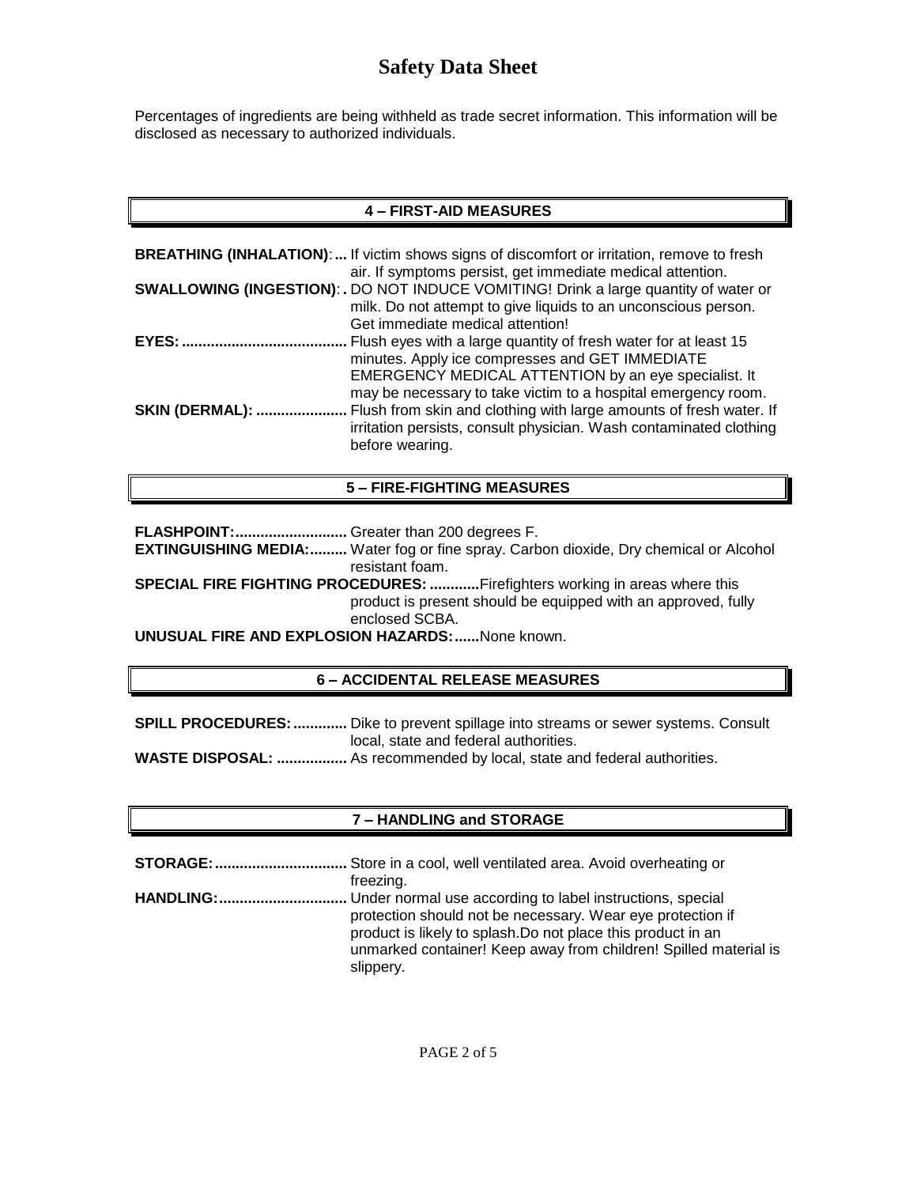# Safety Data Sheet

Percentages of ingredients are being withheld as trade secret information. This information will be disclosed as necessary to authorized individuals.

## 4 – FIRST-AID MEASURES

**BREATHING (INHALATION)**:**...** If victim shows signs of discomfort or irritation, remove to fresh air. If symptoms persist, get immediate medical attention.

**SWALLOWING (INGESTION)**:**.** DO NOT INDUCE VOMITING! Drink a large quantity of water or milk. Do not attempt to give liquids to an unconscious person. Get immediate medical attention!

**EYES:........................................** Flush eyes with a large quantity of fresh water for at least 15 minutes. Apply ice compresses and GET IMMEDIATE EMERGENCY MEDICAL ATTENTION by an eye specialist. It may be necessary to take victim to a hospital emergency room.

**SKIN (DERMAL): ......................** Flush from skin and clothing with large amounts of fresh water. If irritation persists, consult physician. Wash contaminated clothing before wearing.

## 5 – FIRE-FIGHTING MEASURES

**FLASHPOINT:...........................** Greater than 200 degrees F.

**EXTINGUISHING MEDIA:.........** Water fog or fine spray. Carbon dioxide, Dry chemical or Alcohol resistant foam.

**SPECIAL FIRE FIGHTING PROCEDURES: ............**Firefighters working in areas where this product is present should be equipped with an approved, fully enclosed SCBA.

**UNUSUAL FIRE AND EXPLOSION HAZARDS:......**None known.

## 6 – ACCIDENTAL RELEASE MEASURES

**SPILL PROCEDURES:.............** Dike to prevent spillage into streams or sewer systems. Consult local, state and federal authorities.

**WASTE DISPOSAL: .................** As recommended by local, state and federal authorities.

## 7 – HANDLING and STORAGE

**STORAGE:................................** Store in a cool, well ventilated area. Avoid overheating or freezing.

**HANDLING:...............................** Under normal use according to label instructions, special protection should not be necessary. Wear eye protection if product is likely to splash.Do not place this product in an unmarked container! Keep away from children! Spilled material is slippery.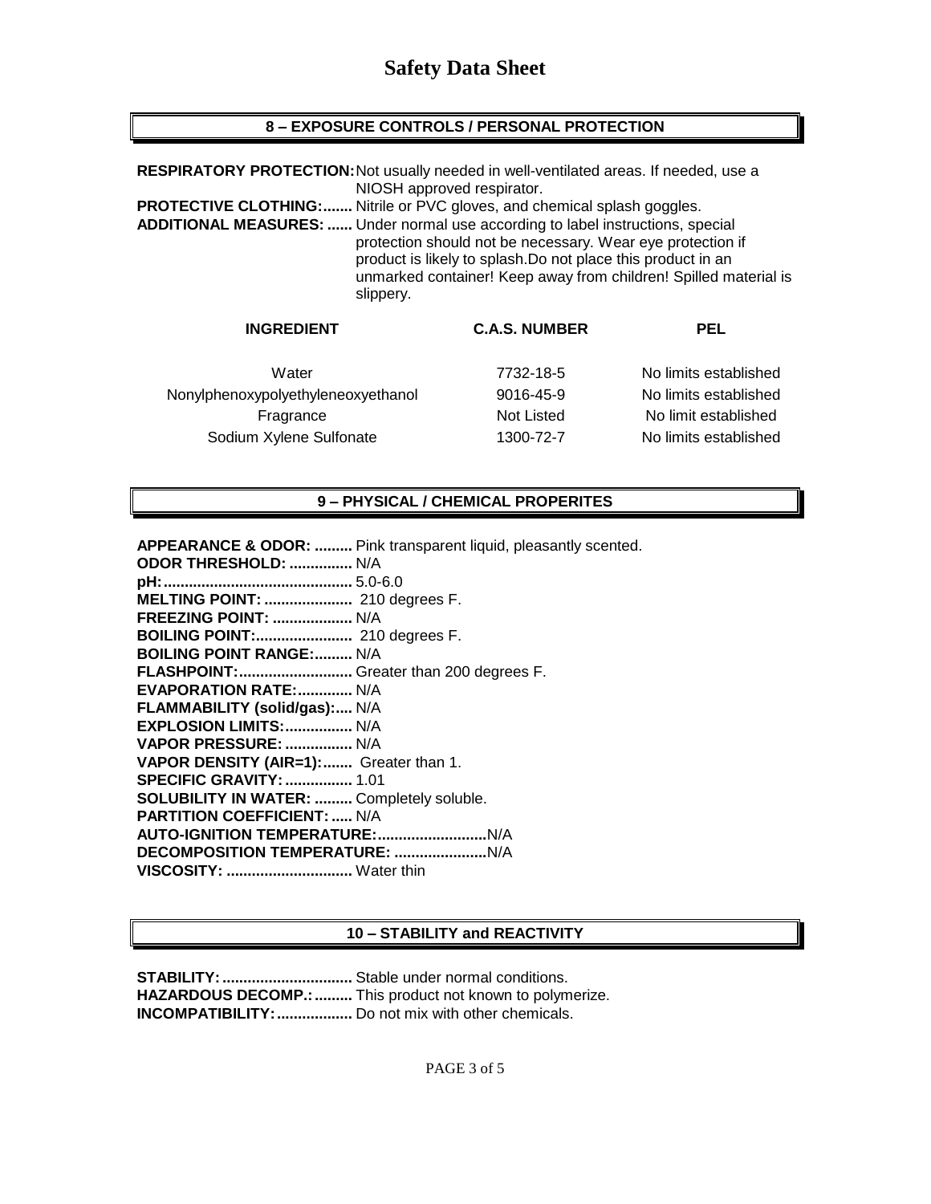# Safety Data Sheet

## 8 – EXPOSURE CONTROLS / PERSONAL PROTECTION

**RESPIRATORY PROTECTION:** Not usually needed in well-ventilated areas. If needed, use a NIOSH approved respirator.

**PROTECTIVE CLOTHING:.......** Nitrile or PVC gloves, and chemical splash goggles.

**ADDITIONAL MEASURES: ......** Under normal use according to label instructions, special protection should not be necessary. Wear eye protection if product is likely to splash.Do not place this product in an unmarked container! Keep away from children! Spilled material is slippery.

| INGREDIENT | C.A.S. NUMBER | PEL |
|---|---|---|
| Water | 7732-18-5 | No limits established |
| Nonylphenoxypolyethyleneoxyethanol | 9016-45-9 | No limits established |
| Fragrance | Not Listed | No limit established |
| Sodium Xylene Sulfonate | 1300-72-7 | No limits established |

## 9 – PHYSICAL / CHEMICAL PROPERITES

**APPEARANCE & ODOR: .........** Pink transparent liquid, pleasantly scented.

**ODOR THRESHOLD: ...............** N/A

**pH:............................................** 5.0-6.0

**MELTING POINT: ....................** 210 degrees F.

**FREEZING POINT: ...................** N/A

**BOILING POINT:.......................** 210 degrees F.

**BOILING POINT RANGE:.........** N/A

**FLASHPOINT:...........................** Greater than 200 degrees F.

**EVAPORATION RATE:.............** N/A

**FLAMMABILITY (solid/gas):....** N/A

**EXPLOSION LIMITS:................** N/A

**VAPOR PRESSURE: ................** N/A

**VAPOR DENSITY (AIR=1):.......** Greater than 1.

**SPECIFIC GRAVITY: ................** 1.01

**SOLUBILITY IN WATER: .........** Completely soluble.

**PARTITION COEFFICIENT: .....** N/A

**AUTO-IGNITION TEMPERATURE:.........................**N/A

**DECOMPOSITION TEMPERATURE: ......................**N/A

**VISCOSITY: ..............................** Water thin

## 10 – STABILITY and REACTIVITY

**STABILITY: ...............................** Stable under normal conditions.

**HAZARDOUS DECOMP.: .........** This product not known to polymerize.

**INCOMPATIBILITY: ..................** Do not mix with other chemicals.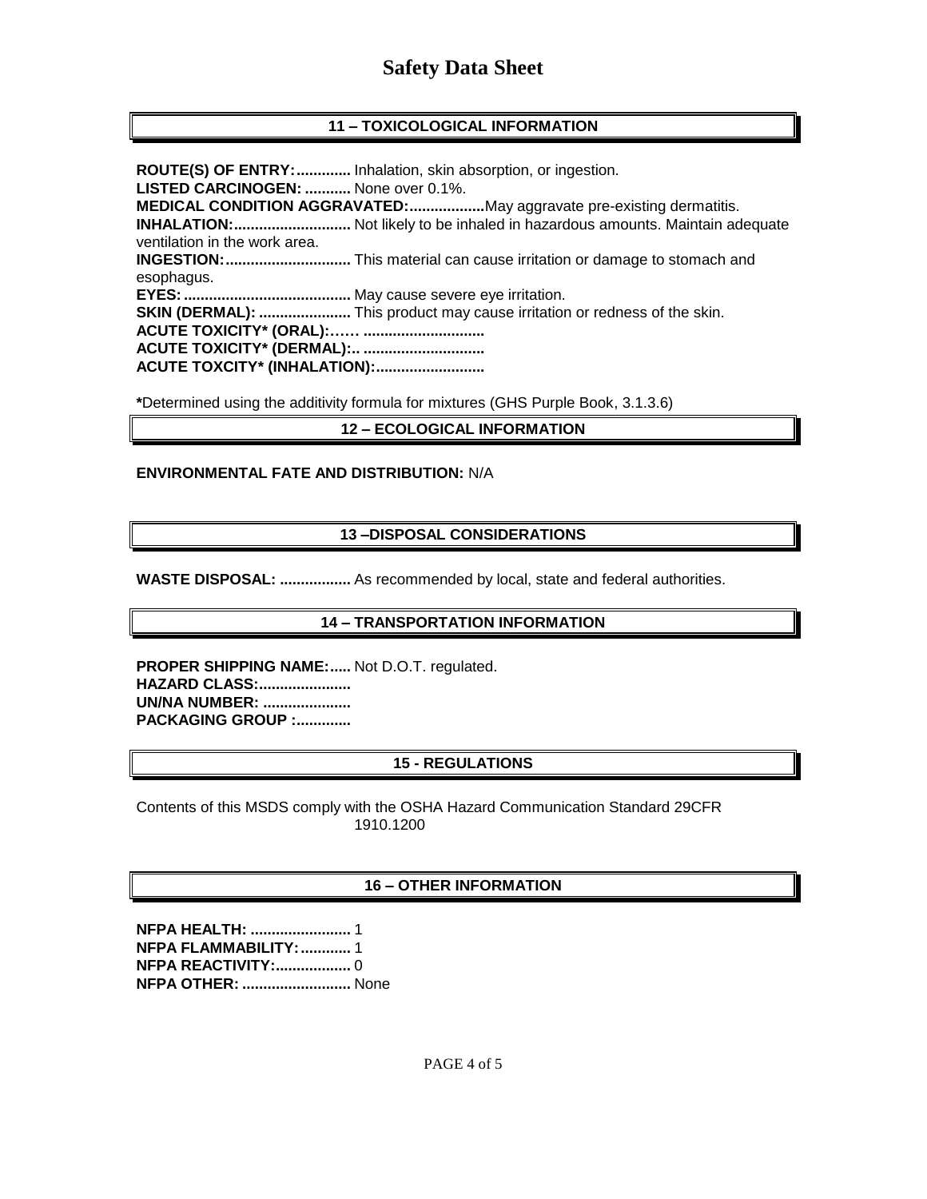# Safety Data Sheet

## 11 – TOXICOLOGICAL INFORMATION

**ROUTE(S) OF ENTRY:.............** Inhalation, skin absorption, or ingestion.
**LISTED CARCINOGEN: ...........** None over 0.1%.
**MEDICAL CONDITION AGGRAVATED:..................**May aggravate pre-existing dermatitis.
**INHALATION:............................** Not likely to be inhaled in hazardous amounts. Maintain adequate ventilation in the work area.
**INGESTION:..............................** This material can cause irritation or damage to stomach and esophagus.
**EYES:........................................** May cause severe eye irritation.
**SKIN (DERMAL): ......................** This product may cause irritation or redness of the skin.
**ACUTE TOXICITY* (ORAL):…… ............................**
**ACUTE TOXICITY* (DERMAL):.. ............................**
**ACUTE TOXCITY* (INHALATION):..........................**

***Determined using the additivity formula for mixtures (GHS Purple Book, 3.1.3.6)

## 12 – ECOLOGICAL INFORMATION

**ENVIRONMENTAL FATE AND DISTRIBUTION:** N/A

## 13 –DISPOSAL CONSIDERATIONS

**WASTE DISPOSAL: .................** As recommended by local, state and federal authorities.

## 14 – TRANSPORTATION INFORMATION

**PROPER SHIPPING NAME:.....** Not D.O.T. regulated.
**HAZARD CLASS:......................**
**UN/NA NUMBER: .....................**
**PACKAGING GROUP :.............**

## 15 - REGULATIONS

Contents of this MSDS comply with the OSHA Hazard Communication Standard 29CFR 1910.1200

## 16 – OTHER INFORMATION

**NFPA HEALTH: ........................** 1
**NFPA FLAMMABILITY:............** 1
**NFPA REACTIVITY:..................** 0
**NFPA OTHER: ..........................** None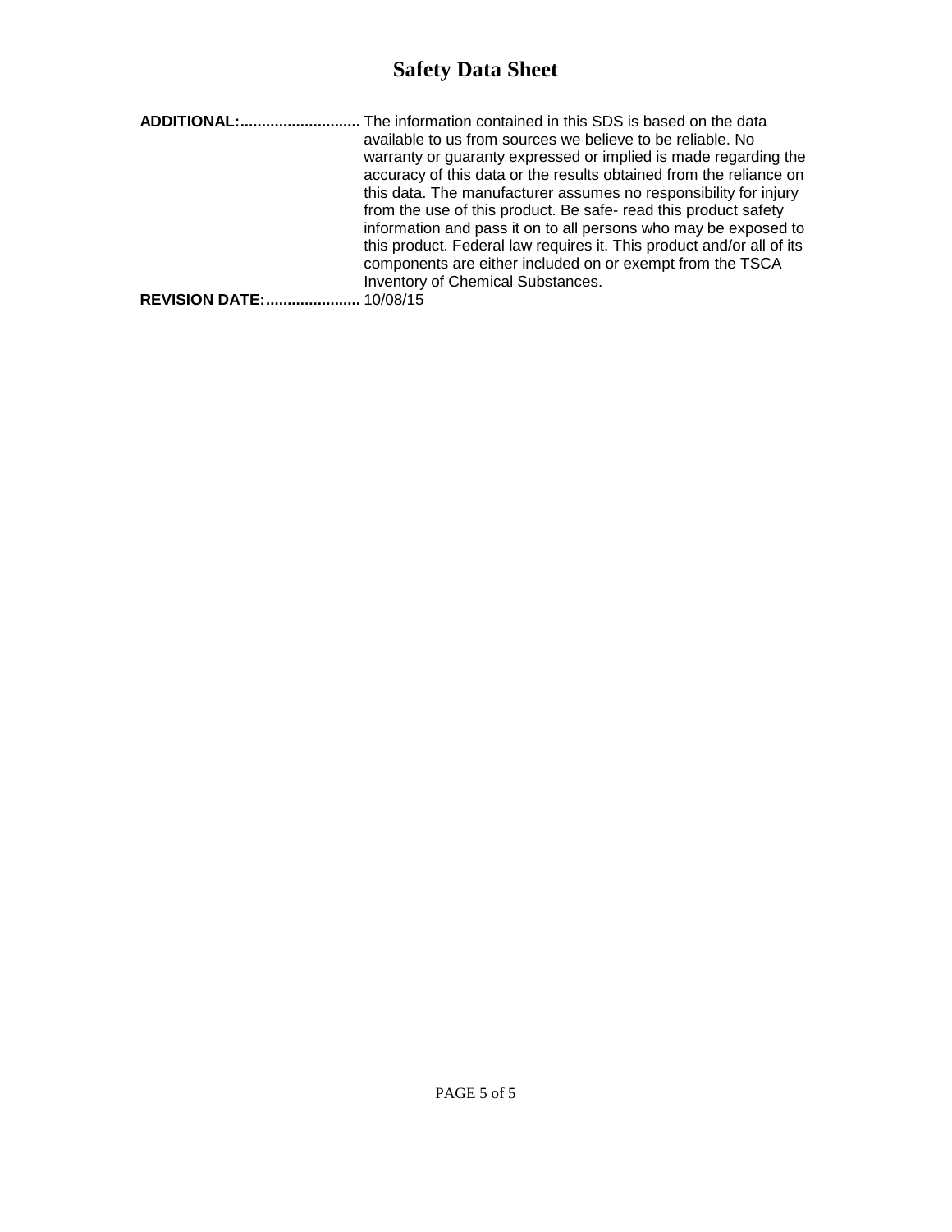# Safety Data Sheet

**ADDITIONAL:............................** The information contained in this SDS is based on the data available to us from sources we believe to be reliable. No warranty or guaranty expressed or implied is made regarding the accuracy of this data or the results obtained from the reliance on this data. The manufacturer assumes no responsibility for injury from the use of this product. Be safe- read this product safety information and pass it on to all persons who may be exposed to this product. Federal law requires it. This product and/or all of its components are either included on or exempt from the TSCA Inventory of Chemical Substances.

**REVISION DATE:.....................** 10/08/15